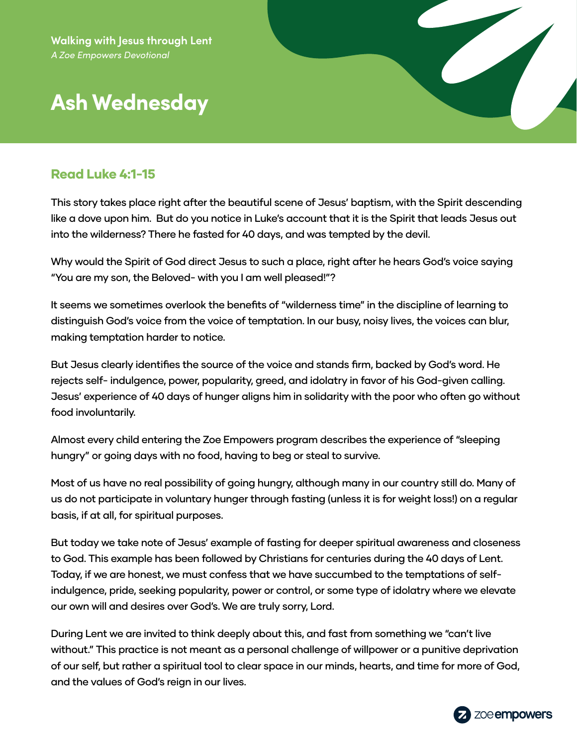**Walking with Jesus through Lent**
*A Zoe Empowers Devotional*

# Ash Wednesday

## Read Luke 4:1-15

This story takes place right after the beautiful scene of Jesus' baptism, with the Spirit descending like a dove upon him.  But do you notice in Luke's account that it is the Spirit that leads Jesus out into the wilderness? There he fasted for 40 days, and was tempted by the devil.

Why would the Spirit of God direct Jesus to such a place, right after he hears God's voice saying "You are my son, the Beloved- with you I am well pleased!"?

It seems we sometimes overlook the benefits of "wilderness time" in the discipline of learning to distinguish God's voice from the voice of temptation. In our busy, noisy lives, the voices can blur, making temptation harder to notice.

But Jesus clearly identifies the source of the voice and stands firm, backed by God's word. He rejects self- indulgence, power, popularity, greed, and idolatry in favor of his God-given calling. Jesus' experience of 40 days of hunger aligns him in solidarity with the poor who often go without food involuntarily.

Almost every child entering the Zoe Empowers program describes the experience of "sleeping hungry" or going days with no food, having to beg or steal to survive.

Most of us have no real possibility of going hungry, although many in our country still do. Many of us do not participate in voluntary hunger through fasting (unless it is for weight loss!) on a regular basis, if at all, for spiritual purposes.

But today we take note of Jesus' example of fasting for deeper spiritual awareness and closeness to God. This example has been followed by Christians for centuries during the 40 days of Lent. Today, if we are honest, we must confess that we have succumbed to the temptations of self-indulgence, pride, seeking popularity, power or control, or some type of idolatry where we elevate our own will and desires over God's. We are truly sorry, Lord.

During Lent we are invited to think deeply about this, and fast from something we "can't live without." This practice is not meant as a personal challenge of willpower or a punitive deprivation of our self, but rather a spiritual tool to clear space in our minds, hearts, and time for more of God, and the values of God's reign in our lives.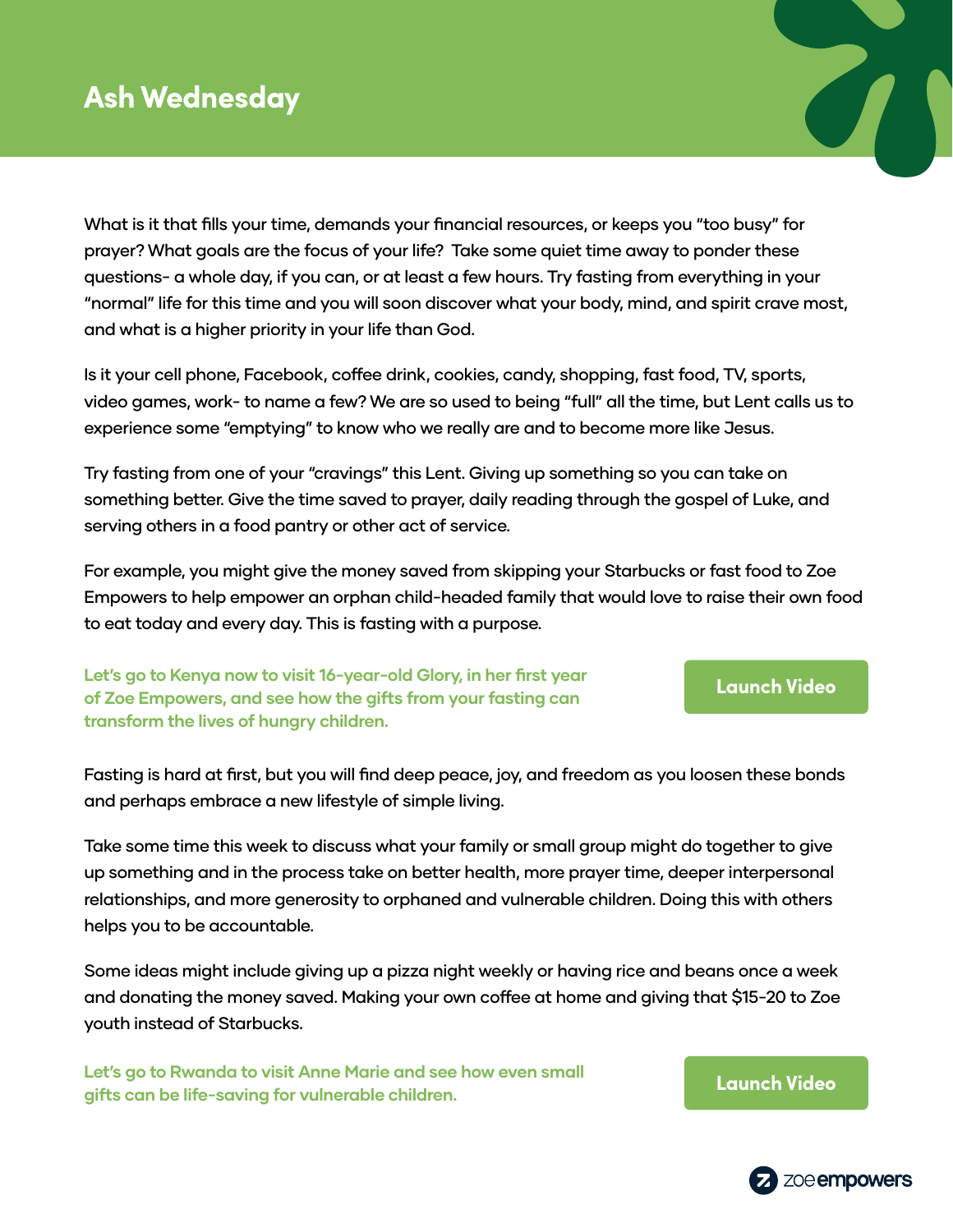# Ash Wednesday

What is it that fills your time, demands your financial resources, or keeps you "too busy" for prayer? What goals are the focus of your life? Take some quiet time away to ponder these questions- a whole day, if you can, or at least a few hours. Try fasting from everything in your "normal" life for this time and you will soon discover what your body, mind, and spirit crave most, and what is a higher priority in your life than God.

Is it your cell phone, Facebook, coffee drink, cookies, candy, shopping, fast food, TV, sports, video games, work- to name a few? We are so used to being "full" all the time, but Lent calls us to experience some "emptying" to know who we really are and to become more like Jesus.

Try fasting from one of your "cravings" this Lent. Giving up something so you can take on something better. Give the time saved to prayer, daily reading through the gospel of Luke, and serving others in a food pantry or other act of service.

For example, you might give the money saved from skipping your Starbucks or fast food to Zoe Empowers to help empower an orphan child-headed family that would love to raise their own food to eat today and every day. This is fasting with a purpose.

**Let's go to Kenya now to visit 16-year-old Glory, in her first year of Zoe Empowers, and see how the gifts from your fasting can transform the lives of hungry children.**

**Launch Video**

Fasting is hard at first, but you will find deep peace, joy, and freedom as you loosen these bonds and perhaps embrace a new lifestyle of simple living.

Take some time this week to discuss what your family or small group might do together to give up something and in the process take on better health, more prayer time, deeper interpersonal relationships, and more generosity to orphaned and vulnerable children. Doing this with others helps you to be accountable.

Some ideas might include giving up a pizza night weekly or having rice and beans once a week and donating the money saved. Making your own coffee at home and giving that $15-20 to Zoe youth instead of Starbucks.

**Let's go to Rwanda to visit Anne Marie and see how even small gifts can be life-saving for vulnerable children.**

**Launch Video**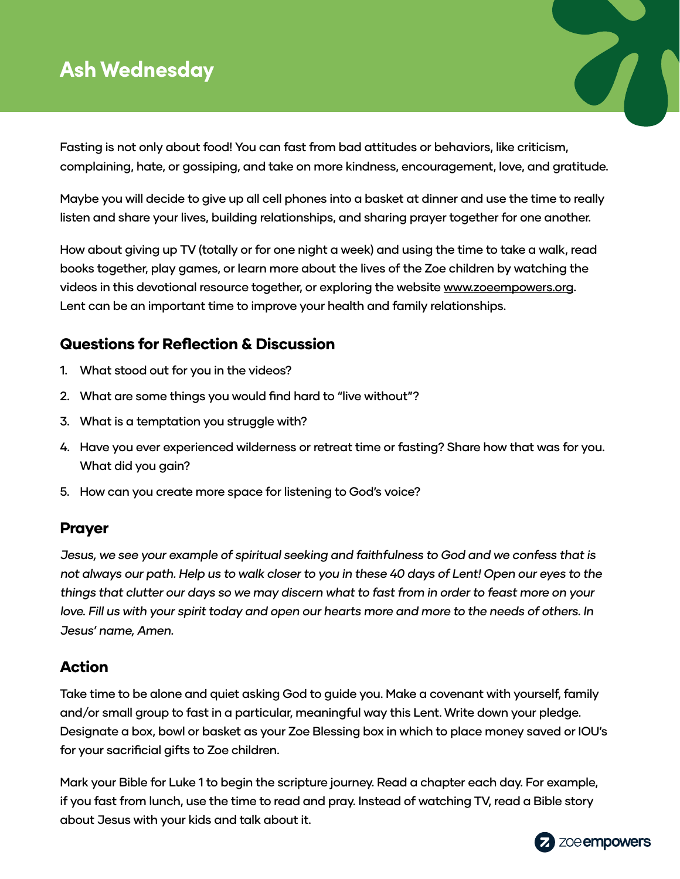# Ash Wednesday

Fasting is not only about food! You can fast from bad attitudes or behaviors, like criticism, complaining, hate, or gossiping, and take on more kindness, encouragement, love, and gratitude.

Maybe you will decide to give up all cell phones into a basket at dinner and use the time to really listen and share your lives, building relationships, and sharing prayer together for one another.

How about giving up TV (totally or for one night a week) and using the time to take a walk, read books together, play games, or learn more about the lives of the Zoe children by watching the videos in this devotional resource together, or exploring the website www.zoeempowers.org. Lent can be an important time to improve your health and family relationships.

## Questions for Reflection & Discussion

1. What stood out for you in the videos?
2. What are some things you would find hard to "live without"?
3. What is a temptation you struggle with?
4. Have you ever experienced wilderness or retreat time or fasting? Share how that was for you. What did you gain?
5. How can you create more space for listening to God's voice?

## Prayer

*Jesus, we see your example of spiritual seeking and faithfulness to God and we confess that is not always our path. Help us to walk closer to you in these 40 days of Lent! Open our eyes to the things that clutter our days so we may discern what to fast from in order to feast more on your love. Fill us with your spirit today and open our hearts more and more to the needs of others. In Jesus' name, Amen.*

## Action

Take time to be alone and quiet asking God to guide you. Make a covenant with yourself, family and/or small group to fast in a particular, meaningful way this Lent. Write down your pledge. Designate a box, bowl or basket as your Zoe Blessing box in which to place money saved or IOU's for your sacrificial gifts to Zoe children.

Mark your Bible for Luke 1 to begin the scripture journey. Read a chapter each day. For example, if you fast from lunch, use the time to read and pray. Instead of watching TV, read a Bible story about Jesus with your kids and talk about it.